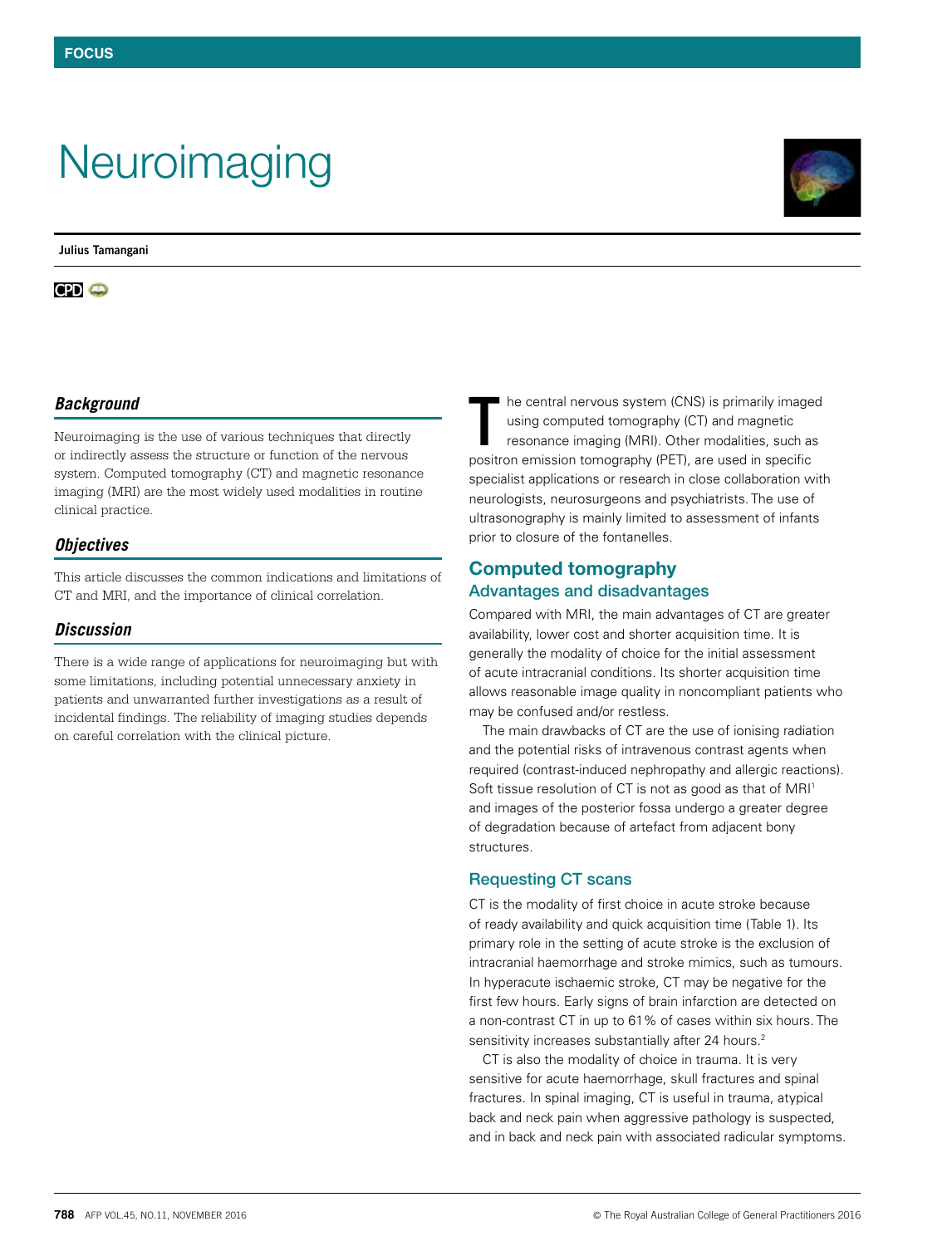FOCUS

# Neuroimaging

**Julius Tamangani**

CPD

### *Background*

Neuroimaging is the use of various techniques that directly or indirectly assess the structure or function of the nervous system. Computed tomography (CT) and magnetic resonance imaging (MRI) are the most widely used modalities in routine clinical practice.

### *Objectives*

This article discusses the common indications and limitations of CT and MRI, and the importance of clinical correlation.

### *Discussion*

There is a wide range of applications for neuroimaging but with some limitations, including potential unnecessary anxiety in patients and unwarranted further investigations as a result of incidental findings. The reliability of imaging studies depends on careful correlation with the clinical picture.

The central nervous system (CNS) is primarily imaged using computed tomography (CT) and magnetic resonance imaging (MRI). Other modalities, such as positron emission tomography (PET), are used in specific specialist applications or research in close collaboration with neurologists, neurosurgeons and psychiatrists. The use of ultrasonography is mainly limited to assessment of infants prior to closure of the fontanelles.

## Computed tomography

### Advantages and disadvantages

Compared with MRI, the main advantages of CT are greater availability, lower cost and shorter acquisition time. It is generally the modality of choice for the initial assessment of acute intracranial conditions. Its shorter acquisition time allows reasonable image quality in noncompliant patients who may be confused and/or restless.

The main drawbacks of CT are the use of ionising radiation and the potential risks of intravenous contrast agents when required (contrast-induced nephropathy and allergic reactions). Soft tissue resolution of CT is not as good as that of MRI[1] and images of the posterior fossa undergo a greater degree of degradation because of artefact from adjacent bony structures.

### Requesting CT scans

CT is the modality of first choice in acute stroke because of ready availability and quick acquisition time (Table 1). Its primary role in the setting of acute stroke is the exclusion of intracranial haemorrhage and stroke mimics, such as tumours. In hyperacute ischaemic stroke, CT may be negative for the first few hours. Early signs of brain infarction are detected on a non-contrast CT in up to 61% of cases within six hours. The sensitivity increases substantially after 24 hours.[2]

CT is also the modality of choice in trauma. It is very sensitive for acute haemorrhage, skull fractures and spinal fractures. In spinal imaging, CT is useful in trauma, atypical back and neck pain when aggressive pathology is suspected, and in back and neck pain with associated radicular symptoms.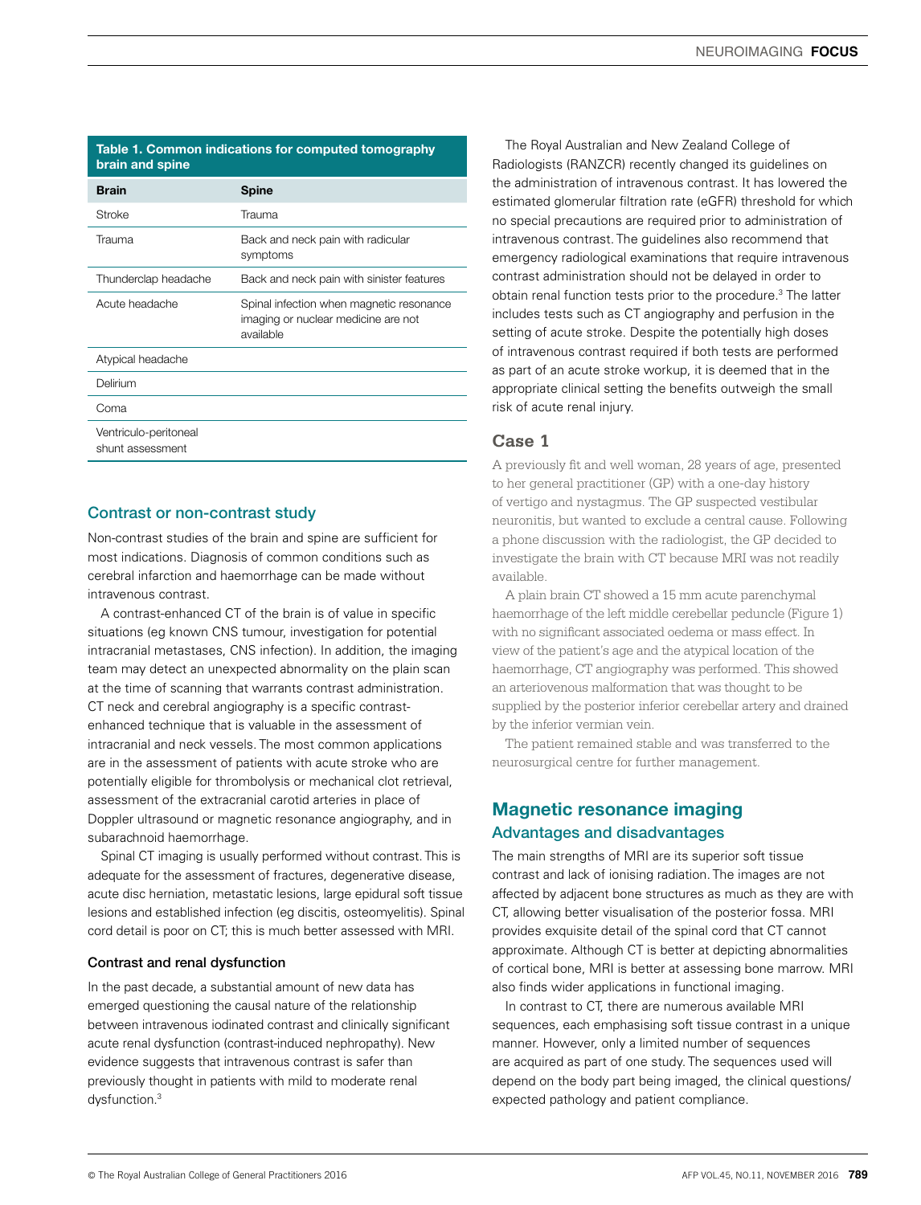**Table 1. Common indications for computed tomography brain and spine**

| Brain | Spine |
|---|---|
| Stroke | Trauma |
| Trauma | Back and neck pain with radicular symptoms |
| Thunderclap headache | Back and neck pain with sinister features |
| Acute headache | Spinal infection when magnetic resonance imaging or nuclear medicine are not available |
| Atypical headache | |
| Delirium | |
| Coma | |
| Ventriculo-peritoneal shunt assessment | |

### Contrast or non-contrast study

Non-contrast studies of the brain and spine are sufficient for most indications. Diagnosis of common conditions such as cerebral infarction and haemorrhage can be made without intravenous contrast.

A contrast-enhanced CT of the brain is of value in specific situations (eg known CNS tumour, investigation for potential intracranial metastases, CNS infection). In addition, the imaging team may detect an unexpected abnormality on the plain scan at the time of scanning that warrants contrast administration. CT neck and cerebral angiography is a specific contrast-enhanced technique that is valuable in the assessment of intracranial and neck vessels. The most common applications are in the assessment of patients with acute stroke who are potentially eligible for thrombolysis or mechanical clot retrieval, assessment of the extracranial carotid arteries in place of Doppler ultrasound or magnetic resonance angiography, and in subarachnoid haemorrhage.

Spinal CT imaging is usually performed without contrast. This is adequate for the assessment of fractures, degenerative disease, acute disc herniation, metastatic lesions, large epidural soft tissue lesions and established infection (eg discitis, osteomyelitis). Spinal cord detail is poor on CT; this is much better assessed with MRI.

#### Contrast and renal dysfunction

In the past decade, a substantial amount of new data has emerged questioning the causal nature of the relationship between intravenous iodinated contrast and clinically significant acute renal dysfunction (contrast-induced nephropathy). New evidence suggests that intravenous contrast is safer than previously thought in patients with mild to moderate renal dysfunction.[3]

The Royal Australian and New Zealand College of Radiologists (RANZCR) recently changed its guidelines on the administration of intravenous contrast. It has lowered the estimated glomerular filtration rate (eGFR) threshold for which no special precautions are required prior to administration of intravenous contrast. The guidelines also recommend that emergency radiological examinations that require intravenous contrast administration should not be delayed in order to obtain renal function tests prior to the procedure.[3] The latter includes tests such as CT angiography and perfusion in the setting of acute stroke. Despite the potentially high doses of intravenous contrast required if both tests are performed as part of an acute stroke workup, it is deemed that in the appropriate clinical setting the benefits outweigh the small risk of acute renal injury.

### Case 1

A previously fit and well woman, 28 years of age, presented to her general practitioner (GP) with a one-day history of vertigo and nystagmus. The GP suspected vestibular neuronitis, but wanted to exclude a central cause. Following a phone discussion with the radiologist, the GP decided to investigate the brain with CT because MRI was not readily available.

A plain brain CT showed a 15 mm acute parenchymal haemorrhage of the left middle cerebellar peduncle (Figure 1) with no significant associated oedema or mass effect. In view of the patient's age and the atypical location of the haemorrhage, CT angiography was performed. This showed an arteriovenous malformation that was thought to be supplied by the posterior inferior cerebellar artery and drained by the inferior vermian vein.

The patient remained stable and was transferred to the neurosurgical centre for further management.

## Magnetic resonance imaging

### Advantages and disadvantages

The main strengths of MRI are its superior soft tissue contrast and lack of ionising radiation. The images are not affected by adjacent bone structures as much as they are with CT, allowing better visualisation of the posterior fossa. MRI provides exquisite detail of the spinal cord that CT cannot approximate. Although CT is better at depicting abnormalities of cortical bone, MRI is better at assessing bone marrow. MRI also finds wider applications in functional imaging.

In contrast to CT, there are numerous available MRI sequences, each emphasising soft tissue contrast in a unique manner. However, only a limited number of sequences are acquired as part of one study. The sequences used will depend on the body part being imaged, the clinical questions/expected pathology and patient compliance.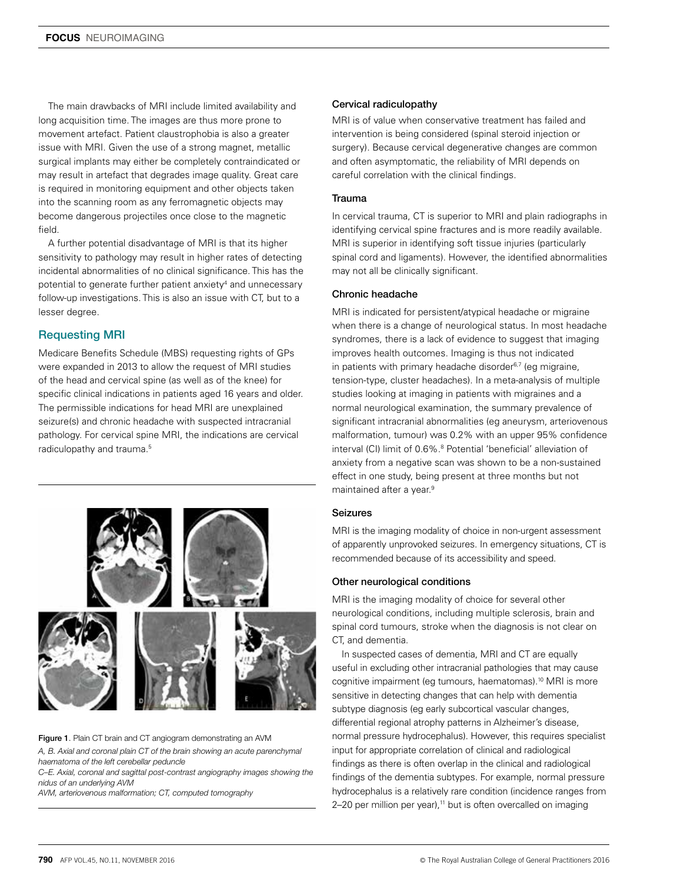The main drawbacks of MRI include limited availability and long acquisition time. The images are thus more prone to movement artefact. Patient claustrophobia is also a greater issue with MRI. Given the use of a strong magnet, metallic surgical implants may either be completely contraindicated or may result in artefact that degrades image quality. Great care is required in monitoring equipment and other objects taken into the scanning room as any ferromagnetic objects may become dangerous projectiles once close to the magnetic field.

A further potential disadvantage of MRI is that its higher sensitivity to pathology may result in higher rates of detecting incidental abnormalities of no clinical significance. This has the potential to generate further patient anxiety[4] and unnecessary follow-up investigations. This is also an issue with CT, but to a lesser degree.

## Requesting MRI

Medicare Benefits Schedule (MBS) requesting rights of GPs were expanded in 2013 to allow the request of MRI studies of the head and cervical spine (as well as of the knee) for specific clinical indications in patients aged 16 years and older. The permissible indications for head MRI are unexplained seizure(s) and chronic headache with suspected intracranial pathology. For cervical spine MRI, the indications are cervical radiculopathy and trauma.[5]

**Figure 1**. Plain CT brain and CT angiogram demonstrating an AVM

*A, B. Axial and coronal plain CT of the brain showing an acute parenchymal haematoma of the left cerebellar peduncle*

*C–E. Axial, coronal and sagittal post-contrast angiography images showing the nidus of an underlying AVM*

*AVM, arteriovenous malformation; CT, computed tomography*

### Cervical radiculopathy

MRI is of value when conservative treatment has failed and intervention is being considered (spinal steroid injection or surgery). Because cervical degenerative changes are common and often asymptomatic, the reliability of MRI depends on careful correlation with the clinical findings.

### Trauma

In cervical trauma, CT is superior to MRI and plain radiographs in identifying cervical spine fractures and is more readily available. MRI is superior in identifying soft tissue injuries (particularly spinal cord and ligaments). However, the identified abnormalities may not all be clinically significant.

### Chronic headache

MRI is indicated for persistent/atypical headache or migraine when there is a change of neurological status. In most headache syndromes, there is a lack of evidence to suggest that imaging improves health outcomes. Imaging is thus not indicated in patients with primary headache disorder[6,7] (eg migraine, tension-type, cluster headaches). In a meta-analysis of multiple studies looking at imaging in patients with migraines and a normal neurological examination, the summary prevalence of significant intracranial abnormalities (eg aneurysm, arteriovenous malformation, tumour) was 0.2% with an upper 95% confidence interval (CI) limit of 0.6%.[8] Potential 'beneficial' alleviation of anxiety from a negative scan was shown to be a non-sustained effect in one study, being present at three months but not maintained after a year.[9]

### Seizures

MRI is the imaging modality of choice in non-urgent assessment of apparently unprovoked seizures. In emergency situations, CT is recommended because of its accessibility and speed.

### Other neurological conditions

MRI is the imaging modality of choice for several other neurological conditions, including multiple sclerosis, brain and spinal cord tumours, stroke when the diagnosis is not clear on CT, and dementia.

In suspected cases of dementia, MRI and CT are equally useful in excluding other intracranial pathologies that may cause cognitive impairment (eg tumours, haematomas).[10] MRI is more sensitive in detecting changes that can help with dementia subtype diagnosis (eg early subcortical vascular changes, differential regional atrophy patterns in Alzheimer's disease, normal pressure hydrocephalus). However, this requires specialist input for appropriate correlation of clinical and radiological findings as there is often overlap in the clinical and radiological findings of the dementia subtypes. For example, normal pressure hydrocephalus is a relatively rare condition (incidence ranges from 2–20 per million per year),[11] but is often overcalled on imaging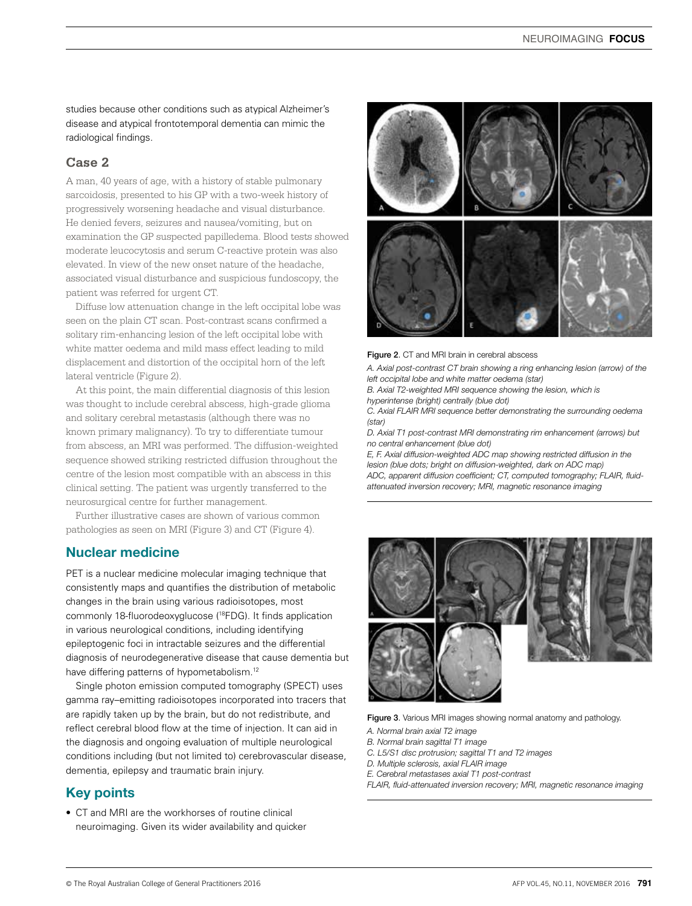studies because other conditions such as atypical Alzheimer's disease and atypical frontotemporal dementia can mimic the radiological findings.

### Case 2

A man, 40 years of age, with a history of stable pulmonary sarcoidosis, presented to his GP with a two-week history of progressively worsening headache and visual disturbance. He denied fevers, seizures and nausea/vomiting, but on examination the GP suspected papilledema. Blood tests showed moderate leucocytosis and serum C-reactive protein was also elevated. In view of the new onset nature of the headache, associated visual disturbance and suspicious fundoscopy, the patient was referred for urgent CT.

Diffuse low attenuation change in the left occipital lobe was seen on the plain CT scan. Post-contrast scans confirmed a solitary rim-enhancing lesion of the left occipital lobe with white matter oedema and mild mass effect leading to mild displacement and distortion of the occipital horn of the left lateral ventricle (Figure 2).

At this point, the main differential diagnosis of this lesion was thought to include cerebral abscess, high-grade glioma and solitary cerebral metastasis (although there was no known primary malignancy). To try to differentiate tumour from abscess, an MRI was performed. The diffusion-weighted sequence showed striking restricted diffusion throughout the centre of the lesion most compatible with an abscess in this clinical setting. The patient was urgently transferred to the neurosurgical centre for further management.

Further illustrative cases are shown of various common pathologies as seen on MRI (Figure 3) and CT (Figure 4).

**Figure 2.** CT and MRI brain in cerebral abscess

*A. Axial post-contrast CT brain showing a ring enhancing lesion (arrow) of the left occipital lobe and white matter oedema (star)*
*B. Axial T2-weighted MRI sequence showing the lesion, which is hyperintense (bright) centrally (blue dot)*
*C. Axial FLAIR MRI sequence better demonstrating the surrounding oedema (star)*
*D. Axial T1 post-contrast MRI demonstrating rim enhancement (arrows) but no central enhancement (blue dot)*
*E, F. Axial diffusion-weighted ADC map showing restricted diffusion in the lesion (blue dots; bright on diffusion-weighted, dark on ADC map)*
*ADC, apparent diffusion coefficient; CT, computed tomography; FLAIR, fluid-attenuated inversion recovery; MRI, magnetic resonance imaging*

**Figure 3.** Various MRI images showing normal anatomy and pathology.

*A. Normal brain axial T2 image*
*B. Normal brain sagittal T1 image*
*C. L5/S1 disc protrusion; sagittal T1 and T2 images*
*D. Multiple sclerosis, axial FLAIR image*
*E. Cerebral metastases axial T1 post-contrast*
*FLAIR, fluid-attenuated inversion recovery; MRI, magnetic resonance imaging*

## Nuclear medicine

PET is a nuclear medicine molecular imaging technique that consistently maps and quantifies the distribution of metabolic changes in the brain using various radioisotopes, most commonly 18-fluorodeoxyglucose ($^{18}$FDG). It finds application in various neurological conditions, including identifying epileptogenic foci in intractable seizures and the differential diagnosis of neurodegenerative disease that cause dementia but have differing patterns of hypometabolism.[12]

Single photon emission computed tomography (SPECT) uses gamma ray–emitting radioisotopes incorporated into tracers that are rapidly taken up by the brain, but do not redistribute, and reflect cerebral blood flow at the time of injection. It can aid in the diagnosis and ongoing evaluation of multiple neurological conditions including (but not limited to) cerebrovascular disease, dementia, epilepsy and traumatic brain injury.

## Key points

- CT and MRI are the workhorses of routine clinical neuroimaging. Given its wider availability and quicker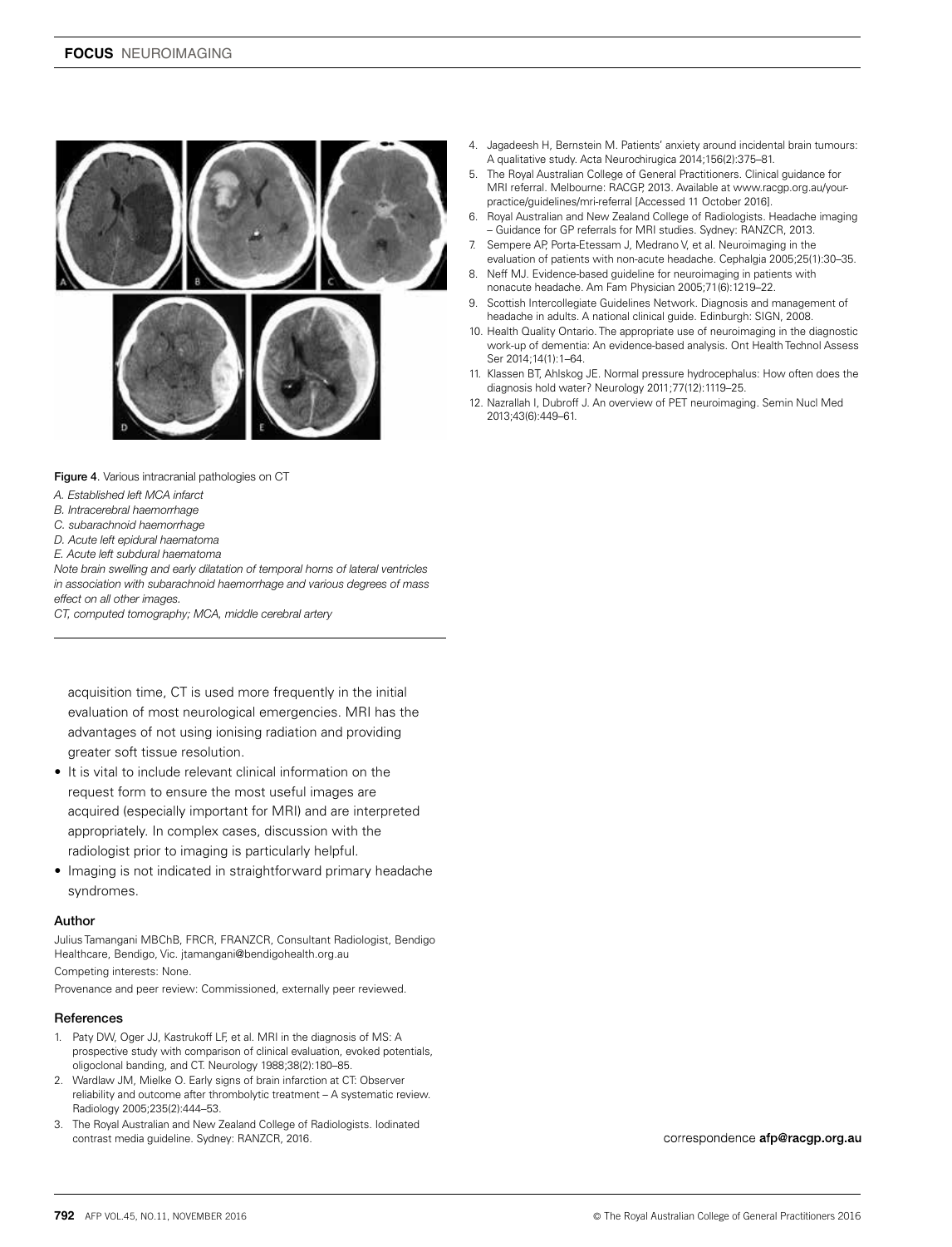Figure 4. Various intracranial pathologies on CT

*A. Established left MCA infarct*
*B. Intracerebral haemorrhage*
*C. subarachnoid haemorrhage*
*D. Acute left epidural haematoma*
*E. Acute left subdural haematoma*
*Note brain swelling and early dilatation of temporal horns of lateral ventricles in association with subarachnoid haemorrhage and various degrees of mass effect on all other images.*
*CT, computed tomography; MCA, middle cerebral artery*

acquisition time, CT is used more frequently in the initial evaluation of most neurological emergencies. MRI has the advantages of not using ionising radiation and providing greater soft tissue resolution.

- It is vital to include relevant clinical information on the request form to ensure the most useful images are acquired (especially important for MRI) and are interpreted appropriately. In complex cases, discussion with the radiologist prior to imaging is particularly helpful.
- Imaging is not indicated in straightforward primary headache syndromes.

## Author

Julius Tamangani MBChB, FRCR, FRANZCR, Consultant Radiologist, Bendigo Healthcare, Bendigo, Vic. jtamangani@bendigohealth.org.au

Competing interests: None.

Provenance and peer review: Commissioned, externally peer reviewed.

## References

1. Paty DW, Oger JJ, Kastrukoff LF, et al. MRI in the diagnosis of MS: A prospective study with comparison of clinical evaluation, evoked potentials, oligoclonal banding, and CT. Neurology 1988;38(2):180–85.
2. Wardlaw JM, Mielke O. Early signs of brain infarction at CT: Observer reliability and outcome after thrombolytic treatment – A systematic review. Radiology 2005;235(2):444–53.
3. The Royal Australian and New Zealand College of Radiologists. Iodinated contrast media guideline. Sydney: RANZCR, 2016.
4. Jagadeesh H, Bernstein M. Patients' anxiety around incidental brain tumours: A qualitative study. Acta Neurochirugica 2014;156(2):375–81.
5. The Royal Australian College of General Practitioners. Clinical guidance for MRI referral. Melbourne: RACGP, 2013. Available at www.racgp.org.au/your-practice/guidelines/mri-referral [Accessed 11 October 2016].
6. Royal Australian and New Zealand College of Radiologists. Headache imaging – Guidance for GP referrals for MRI studies. Sydney: RANZCR, 2013.
7. Sempere AP, Porta-Etessam J, Medrano V, et al. Neuroimaging in the evaluation of patients with non-acute headache. Cephalgia 2005;25(1):30–35.
8. Neff MJ. Evidence-based guideline for neuroimaging in patients with nonacute headache. Am Fam Physician 2005;71(6):1219–22.
9. Scottish Intercollegiate Guidelines Network. Diagnosis and management of headache in adults. A national clinical guide. Edinburgh: SIGN, 2008.
10. Health Quality Ontario. The appropriate use of neuroimaging in the diagnostic work-up of dementia: An evidence-based analysis. Ont Health Technol Assess Ser 2014;14(1):1–64.
11. Klassen BT, Ahlskog JE. Normal pressure hydrocephalus: How often does the diagnosis hold water? Neurology 2011;77(12):1119–25.
12. Nazrallah I, Dubroff J. An overview of PET neuroimaging. Semin Nucl Med 2013;43(6):449–61.

correspondence **afp@racgp.org.au**